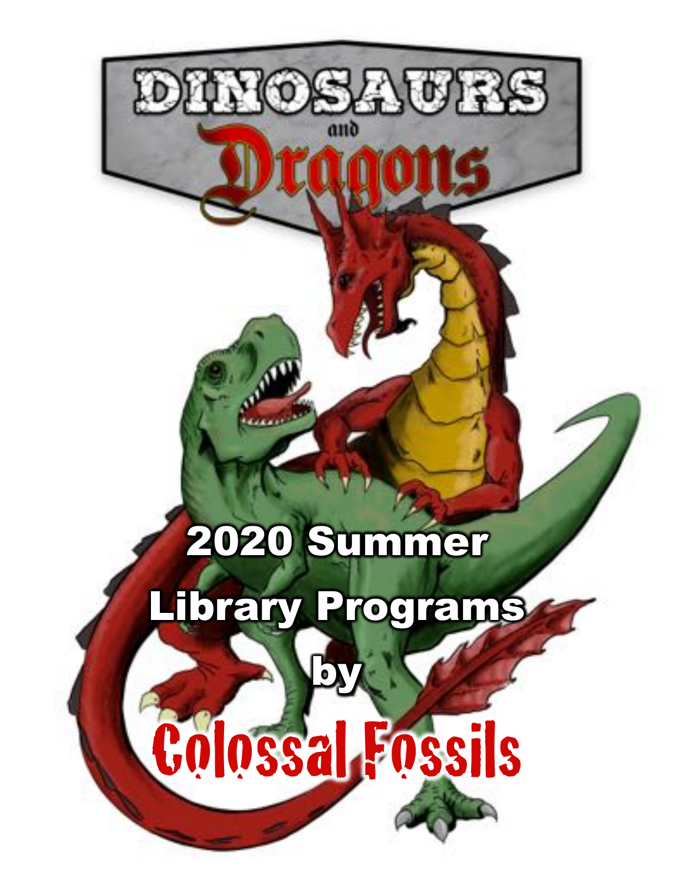# DINOSAURS and Dragons

## 2020 Summer Library Programs by Colossal Fossils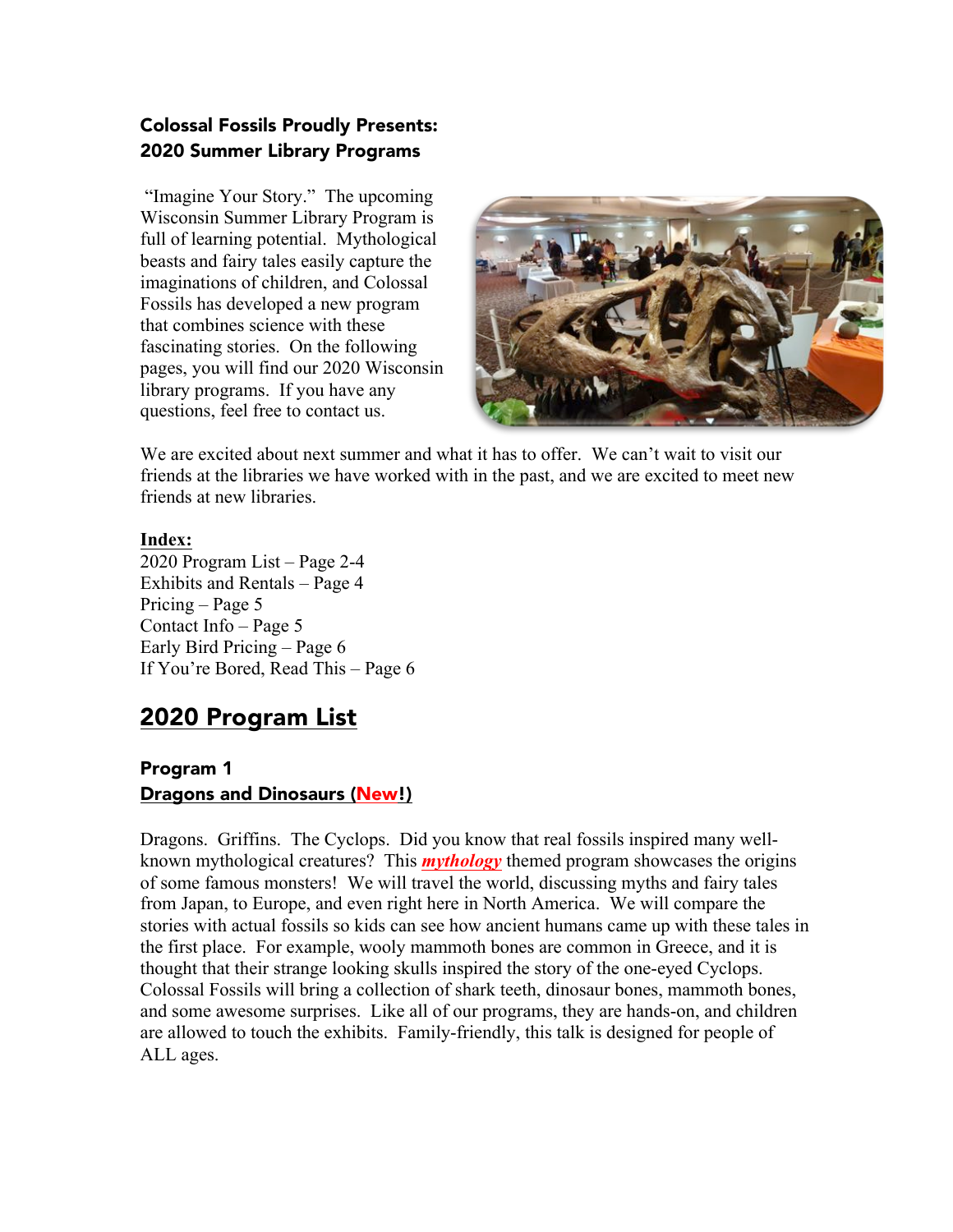### Colossal Fossils Proudly Presents:
### 2020 Summer Library Programs

"Imagine Your Story." The upcoming Wisconsin Summer Library Program is full of learning potential. Mythological beasts and fairy tales easily capture the imaginations of children, and Colossal Fossils has developed a new program that combines science with these fascinating stories. On the following pages, you will find our 2020 Wisconsin library programs. If you have any questions, feel free to contact us.

We are excited about next summer and what it has to offer. We can't wait to visit our friends at the libraries we have worked with in the past, and we are excited to meet new friends at new libraries.

**Index:**

2020 Program List – Page 2-4
Exhibits and Rentals – Page 4
Pricing – Page 5
Contact Info – Page 5
Early Bird Pricing – Page 6
If You're Bored, Read This – Page 6

## 2020 Program List

### Program 1
### Dragons and Dinosaurs (New!)

Dragons. Griffins. The Cyclops. Did you know that real fossils inspired many well-known mythological creatures? This ***mythology*** themed program showcases the origins of some famous monsters! We will travel the world, discussing myths and fairy tales from Japan, to Europe, and even right here in North America. We will compare the stories with actual fossils so kids can see how ancient humans came up with these tales in the first place. For example, wooly mammoth bones are common in Greece, and it is thought that their strange looking skulls inspired the story of the one-eyed Cyclops. Colossal Fossils will bring a collection of shark teeth, dinosaur bones, mammoth bones, and some awesome surprises. Like all of our programs, they are hands-on, and children are allowed to touch the exhibits. Family-friendly, this talk is designed for people of ALL ages.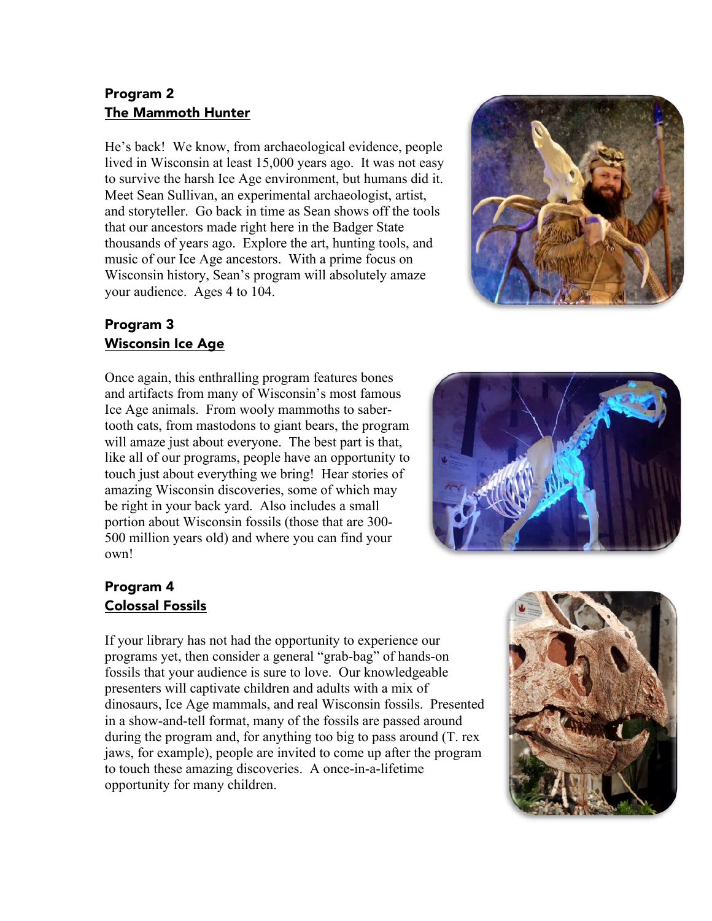## Program 2

## The Mammoth Hunter

He's back! We know, from archaeological evidence, people lived in Wisconsin at least 15,000 years ago. It was not easy to survive the harsh Ice Age environment, but humans did it. Meet Sean Sullivan, an experimental archaeologist, artist, and storyteller. Go back in time as Sean shows off the tools that our ancestors made right here in the Badger State thousands of years ago. Explore the art, hunting tools, and music of our Ice Age ancestors. With a prime focus on Wisconsin history, Sean's program will absolutely amaze your audience. Ages 4 to 104.

## Program 3

## Wisconsin Ice Age

Once again, this enthralling program features bones and artifacts from many of Wisconsin's most famous Ice Age animals. From wooly mammoths to saber-tooth cats, from mastodons to giant bears, the program will amaze just about everyone. The best part is that, like all of our programs, people have an opportunity to touch just about everything we bring! Hear stories of amazing Wisconsin discoveries, some of which may be right in your back yard. Also includes a small portion about Wisconsin fossils (those that are 300-500 million years old) and where you can find your own!

## Program 4

## Colossal Fossils

If your library has not had the opportunity to experience our programs yet, then consider a general "grab-bag" of hands-on fossils that your audience is sure to love. Our knowledgeable presenters will captivate children and adults with a mix of dinosaurs, Ice Age mammals, and real Wisconsin fossils. Presented in a show-and-tell format, many of the fossils are passed around during the program and, for anything too big to pass around (T. rex jaws, for example), people are invited to come up after the program to touch these amazing discoveries. A once-in-a-lifetime opportunity for many children.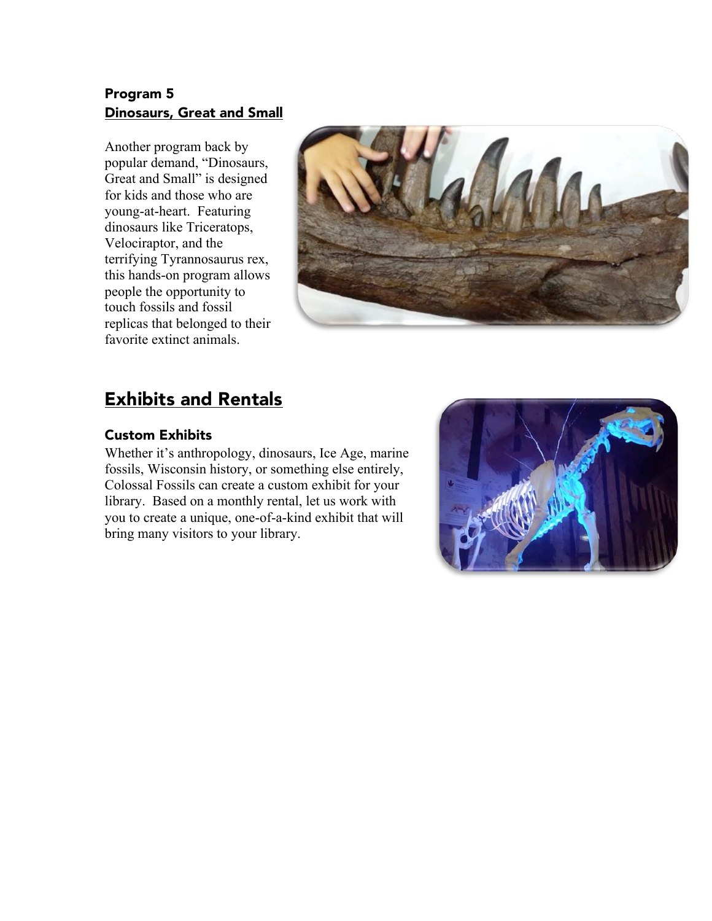### Program 5
### Dinosaurs, Great and Small

Another program back by popular demand, "Dinosaurs, Great and Small" is designed for kids and those who are young-at-heart. Featuring dinosaurs like Triceratops, Velociraptor, and the terrifying Tyrannosaurus rex, this hands-on program allows people the opportunity to touch fossils and fossil replicas that belonged to their favorite extinct animals.

## Exhibits and Rentals

### Custom Exhibits

Whether it's anthropology, dinosaurs, Ice Age, marine fossils, Wisconsin history, or something else entirely, Colossal Fossils can create a custom exhibit for your library. Based on a monthly rental, let us work with you to create a unique, one-of-a-kind exhibit that will bring many visitors to your library.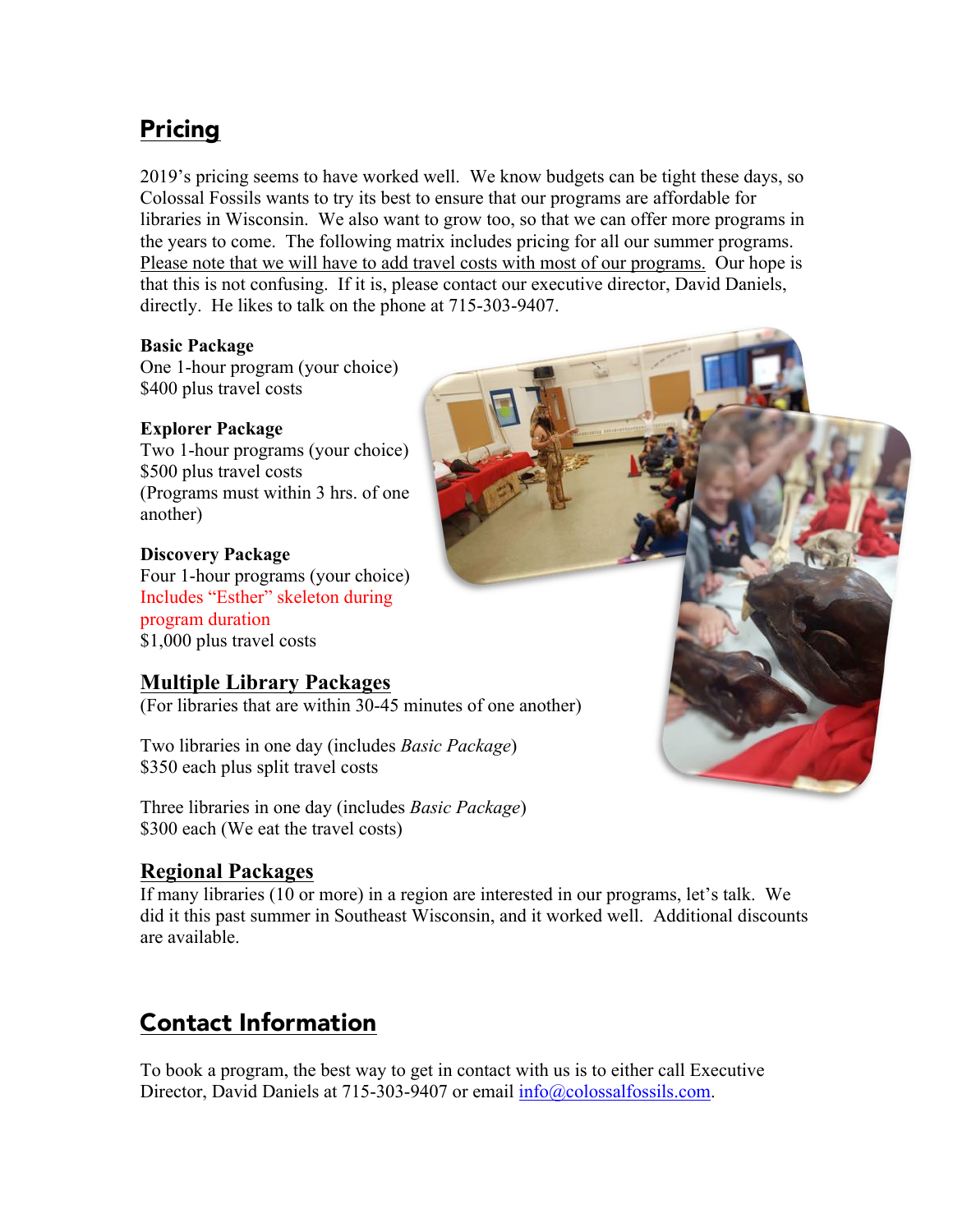## Pricing

2019's pricing seems to have worked well. We know budgets can be tight these days, so Colossal Fossils wants to try its best to ensure that our programs are affordable for libraries in Wisconsin. We also want to grow too, so that we can offer more programs in the years to come. The following matrix includes pricing for all our summer programs. Please note that we will have to add travel costs with most of our programs. Our hope is that this is not confusing. If it is, please contact our executive director, David Daniels, directly. He likes to talk on the phone at 715-303-9407.

**Basic Package**
One 1-hour program (your choice)
$400 plus travel costs

**Explorer Package**
Two 1-hour programs (your choice)
$500 plus travel costs
(Programs must within 3 hrs. of one another)

**Discovery Package**
Four 1-hour programs (your choice)
Includes "Esther" skeleton during program duration
$1,000 plus travel costs

### Multiple Library Packages

(For libraries that are within 30-45 minutes of one another)

Two libraries in one day (includes *Basic Package*)
$350 each plus split travel costs

Three libraries in one day (includes *Basic Package*)
$300 each (We eat the travel costs)

### Regional Packages

If many libraries (10 or more) in a region are interested in our programs, let's talk. We did it this past summer in Southeast Wisconsin, and it worked well. Additional discounts are available.

## Contact Information

To book a program, the best way to get in contact with us is to either call Executive Director, David Daniels at 715-303-9407 or email info@colossalfossils.com.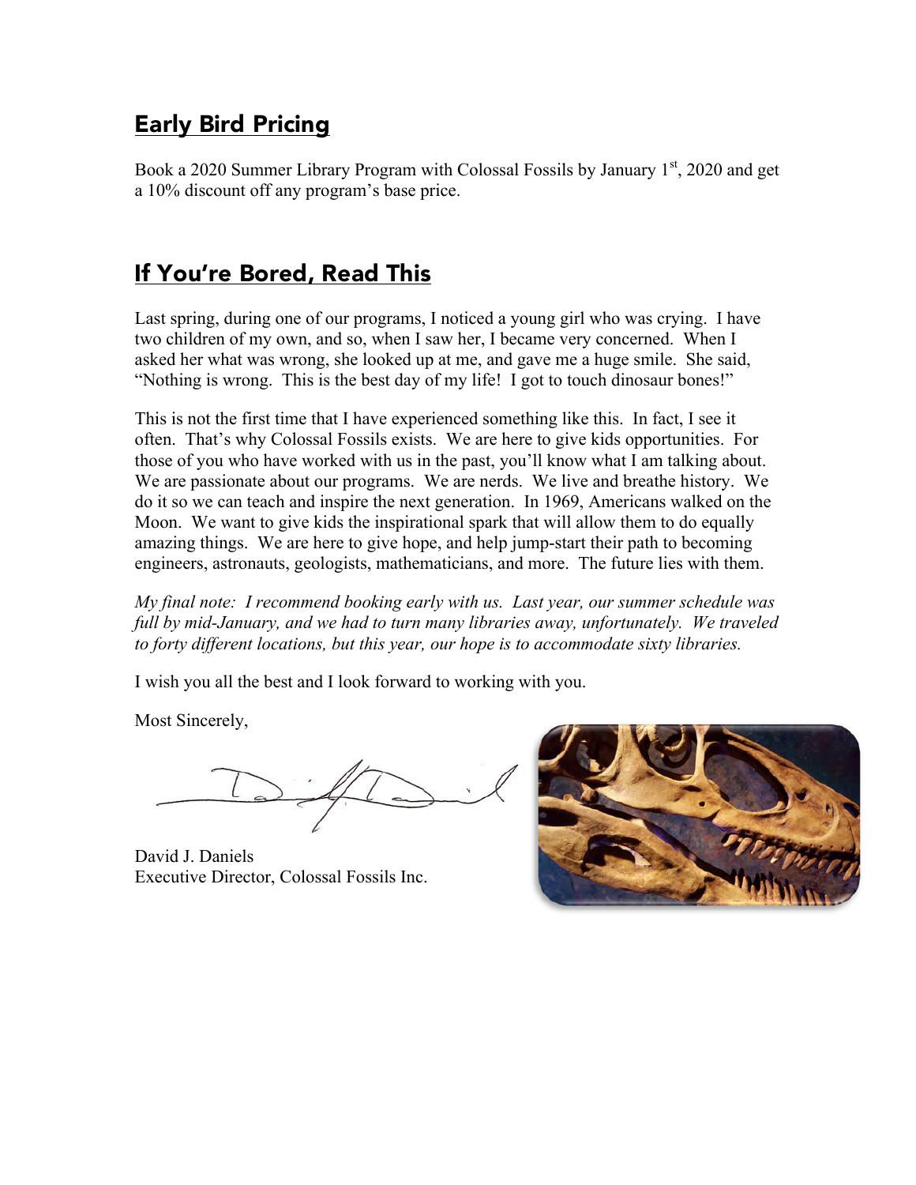## Early Bird Pricing

Book a 2020 Summer Library Program with Colossal Fossils by January 1st, 2020 and get a 10% discount off any program's base price.

## If You're Bored, Read This

Last spring, during one of our programs, I noticed a young girl who was crying. I have two children of my own, and so, when I saw her, I became very concerned. When I asked her what was wrong, she looked up at me, and gave me a huge smile. She said, "Nothing is wrong. This is the best day of my life! I got to touch dinosaur bones!"

This is not the first time that I have experienced something like this. In fact, I see it often. That's why Colossal Fossils exists. We are here to give kids opportunities. For those of you who have worked with us in the past, you'll know what I am talking about. We are passionate about our programs. We are nerds. We live and breathe history. We do it so we can teach and inspire the next generation. In 1969, Americans walked on the Moon. We want to give kids the inspirational spark that will allow them to do equally amazing things. We are here to give hope, and help jump-start their path to becoming engineers, astronauts, geologists, mathematicians, and more. The future lies with them.

*My final note: I recommend booking early with us. Last year, our summer schedule was full by mid-January, and we had to turn many libraries away, unfortunately. We traveled to forty different locations, but this year, our hope is to accommodate sixty libraries.*

I wish you all the best and I look forward to working with you.

Most Sincerely,

David J. Daniels
Executive Director, Colossal Fossils Inc.